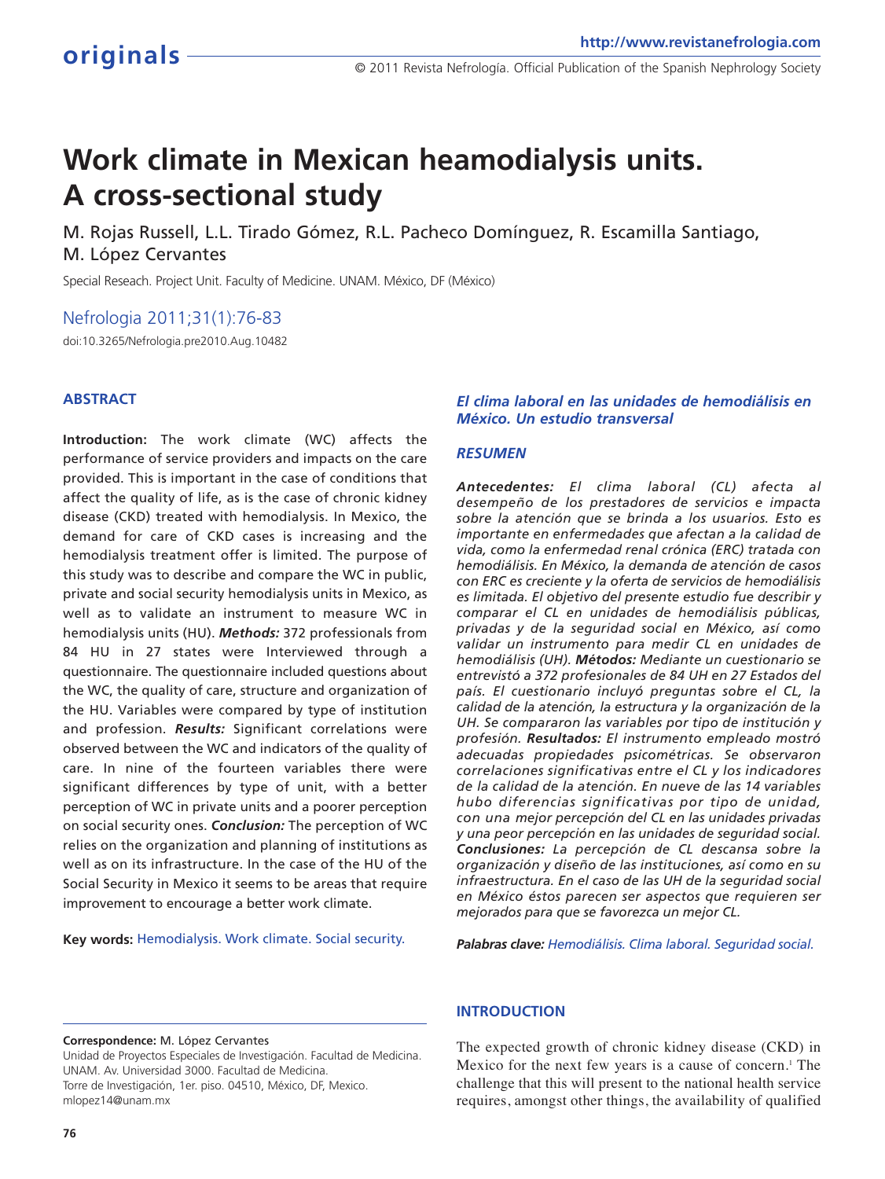# Work climate in Mexican heamodialysis units. A cross-sectional study

M. Rojas Russell, L.L. Tirado Gómez, R.L. Pacheco Domínguez, R. Escamilla Santiago, M. López Cervantes

Special Reseach. Project Unit. Faculty of Medicine. UNAM. México, DF (México)

Nefrologia 2011;31(1):76-83

doi:10.3265/Nefrologia.pre2010.Aug.10482

## ABSTRACT

**Introduction:** The work climate (WC) affects the performance of service providers and impacts on the care provided. This is important in the case of conditions that affect the quality of life, as is the case of chronic kidney disease (CKD) treated with hemodialysis. In Mexico, the demand for care of CKD cases is increasing and the hemodialysis treatment offer is limited. The purpose of this study was to describe and compare the WC in public, private and social security hemodialysis units in Mexico, as well as to validate an instrument to measure WC in hemodialysis units (HU). ***Methods:*** 372 professionals from 84 HU in 27 states were Interviewed through a questionnaire. The questionnaire included questions about the WC, the quality of care, structure and organization of the HU. Variables were compared by type of institution and profession. ***Results:*** Significant correlations were observed between the WC and indicators of the quality of care. In nine of the fourteen variables there were significant differences by type of unit, with a better perception of WC in private units and a poorer perception on social security ones. ***Conclusion:*** The perception of WC relies on the organization and planning of institutions as well as on its infrastructure. In the case of the HU of the Social Security in Mexico it seems to be areas that require improvement to encourage a better work climate.

**Key words:** Hemodialysis. Work climate. Social security.

### *El clima laboral en las unidades de hemodiálisis en México. Un estudio transversal*

## *RESUMEN*

***Antecedentes:*** *El clima laboral (CL) afecta al desempeño de los prestadores de servicios e impacta sobre la atención que se brinda a los usuarios. Esto es importante en enfermedades que afectan a la calidad de vida, como la enfermedad renal crónica (ERC) tratada con hemodiálisis. En México, la demanda de atención de casos con ERC es creciente y la oferta de servicios de hemodiálisis es limitada. El objetivo del presente estudio fue describir y comparar el CL en unidades de hemodiálisis públicas, privadas y de la seguridad social en México, así como validar un instrumento para medir CL en unidades de hemodiálisis (UH).* ***Métodos:*** *Mediante un cuestionario se entrevistó a 372 profesionales de 84 UH en 27 Estados del país. El cuestionario incluyó preguntas sobre el CL, la calidad de la atención, la estructura y la organización de la UH. Se compararon las variables por tipo de institución y profesión.* ***Resultados:*** *El instrumento empleado mostró adecuadas propiedades psicométricas. Se observaron correlaciones significativas entre el CL y los indicadores de la calidad de la atención. En nueve de las 14 variables hubo diferencias significativas por tipo de unidad, con una mejor percepción del CL en las unidades privadas y una peor percepción en las unidades de seguridad social.* ***Conclusiones:*** *La percepción de CL descansa sobre la organización y diseño de las instituciones, así como en su infraestructura. En el caso de las UH de la seguridad social en México éstos parecen ser aspectos que requieren ser mejorados para que se favorezca un mejor CL.*

***Palabras clave:*** *Hemodiálisis. Clima laboral. Seguridad social.*

**Correspondence:** M. López Cervantes
Unidad de Proyectos Especiales de Investigación. Facultad de Medicina. UNAM. Av. Universidad 3000. Facultad de Medicina.
Torre de Investigación, 1er. piso. 04510, México, DF, Mexico.
mlopez14@unam.mx

## INTRODUCTION

The expected growth of chronic kidney disease (CKD) in Mexico for the next few years is a cause of concern.[1] The challenge that this will present to the national health service requires, amongst other things, the availability of qualified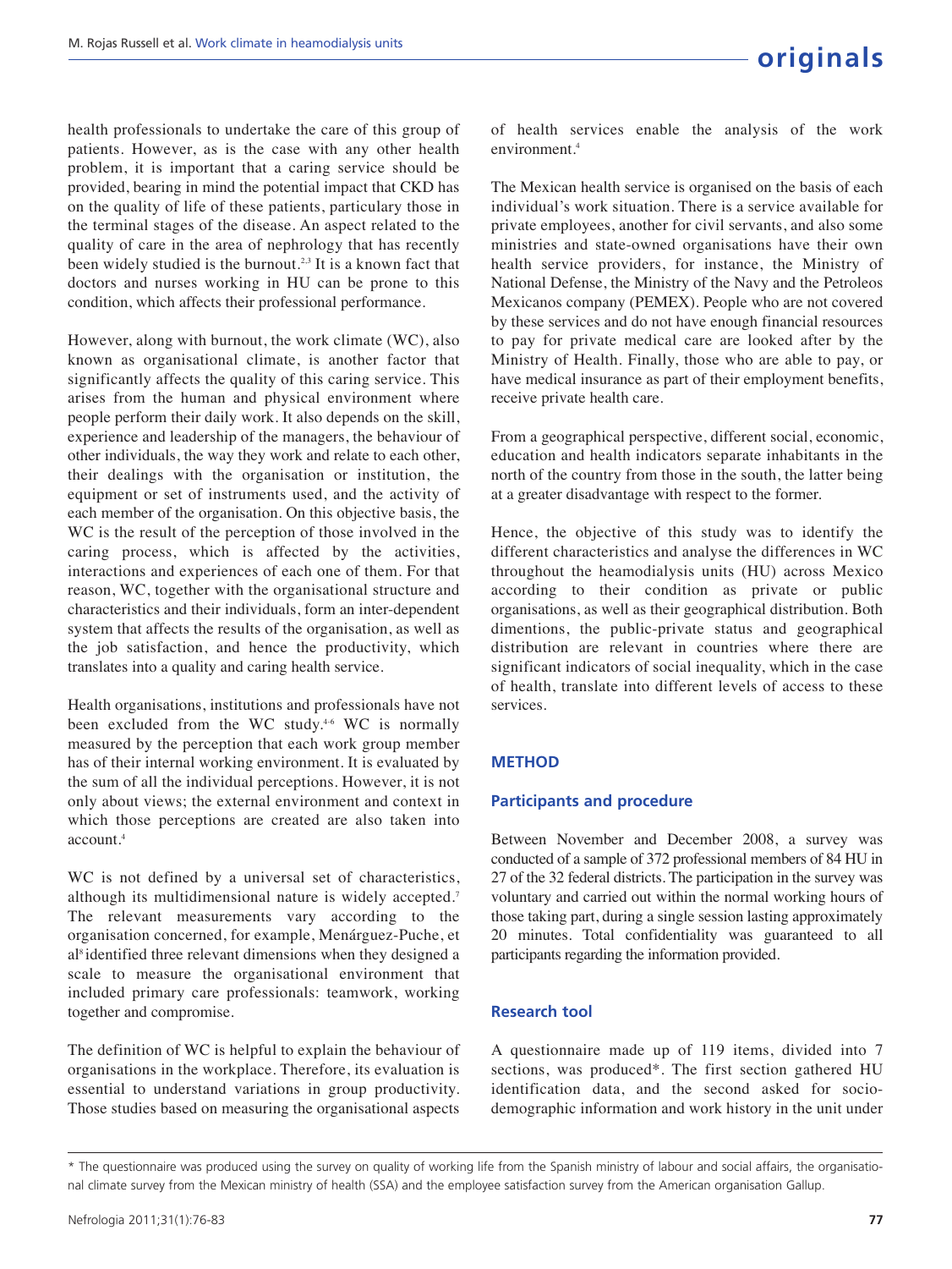health professionals to undertake the care of this group of patients. However, as is the case with any other health problem, it is important that a caring service should be provided, bearing in mind the potential impact that CKD has on the quality of life of these patients, particularly those in the terminal stages of the disease. An aspect related to the quality of care in the area of nephrology that has recently been widely studied is the burnout.[2,3] It is a known fact that doctors and nurses working in HU can be prone to this condition, which affects their professional performance.

However, along with burnout, the work climate (WC), also known as organisational climate, is another factor that significantly affects the quality of this caring service. This arises from the human and physical environment where people perform their daily work. It also depends on the skill, experience and leadership of the managers, the behaviour of other individuals, the way they work and relate to each other, their dealings with the organisation or institution, the equipment or set of instruments used, and the activity of each member of the organisation. On this objective basis, the WC is the result of the perception of those involved in the caring process, which is affected by the activities, interactions and experiences of each one of them. For that reason, WC, together with the organisational structure and characteristics and their individuals, form an inter-dependent system that affects the results of the organisation, as well as the job satisfaction, and hence the productivity, which translates into a quality and caring health service.

Health organisations, institutions and professionals have not been excluded from the WC study.[4-6] WC is normally measured by the perception that each work group member has of their internal working environment. It is evaluated by the sum of all the individual perceptions. However, it is not only about views; the external environment and context in which those perceptions are created are also taken into account.[4]

WC is not defined by a universal set of characteristics, although its multidimensional nature is widely accepted.[7] The relevant measurements vary according to the organisation concerned, for example, Menárguez-Puche, et al[8] identified three relevant dimensions when they designed a scale to measure the organisational environment that included primary care professionals: teamwork, working together and compromise.

The definition of WC is helpful to explain the behaviour of organisations in the workplace. Therefore, its evaluation is essential to understand variations in group productivity. Those studies based on measuring the organisational aspects of health services enable the analysis of the work environment.[4]

The Mexican health service is organised on the basis of each individual's work situation. There is a service available for private employees, another for civil servants, and also some ministries and state-owned organisations have their own health service providers, for instance, the Ministry of National Defense, the Ministry of the Navy and the Petroleos Mexicanos company (PEMEX). People who are not covered by these services and do not have enough financial resources to pay for private medical care are looked after by the Ministry of Health. Finally, those who are able to pay, or have medical insurance as part of their employment benefits, receive private health care.

From a geographical perspective, different social, economic, education and health indicators separate inhabitants in the north of the country from those in the south, the latter being at a greater disadvantage with respect to the former.

Hence, the objective of this study was to identify the different characteristics and analyse the differences in WC throughout the heamodialysis units (HU) across Mexico according to their condition as private or public organisations, as well as their geographical distribution. Both dimentions, the public-private status and geographical distribution are relevant in countries where there are significant indicators of social inequality, which in the case of health, translate into different levels of access to these services.

## METHOD

### Participants and procedure

Between November and December 2008, a survey was conducted of a sample of 372 professional members of 84 HU in 27 of the 32 federal districts. The participation in the survey was voluntary and carried out within the normal working hours of those taking part, during a single session lasting approximately 20 minutes. Total confidentiality was guaranteed to all participants regarding the information provided.

### Research tool

A questionnaire made up of 119 items, divided into 7 sections, was produced*. The first section gathered HU identification data, and the second asked for socio-demographic information and work history in the unit under

* The questionnaire was produced using the survey on quality of working life from the Spanish ministry of labour and social affairs, the organisational climate survey from the Mexican ministry of health (SSA) and the employee satisfaction survey from the American organisation Gallup.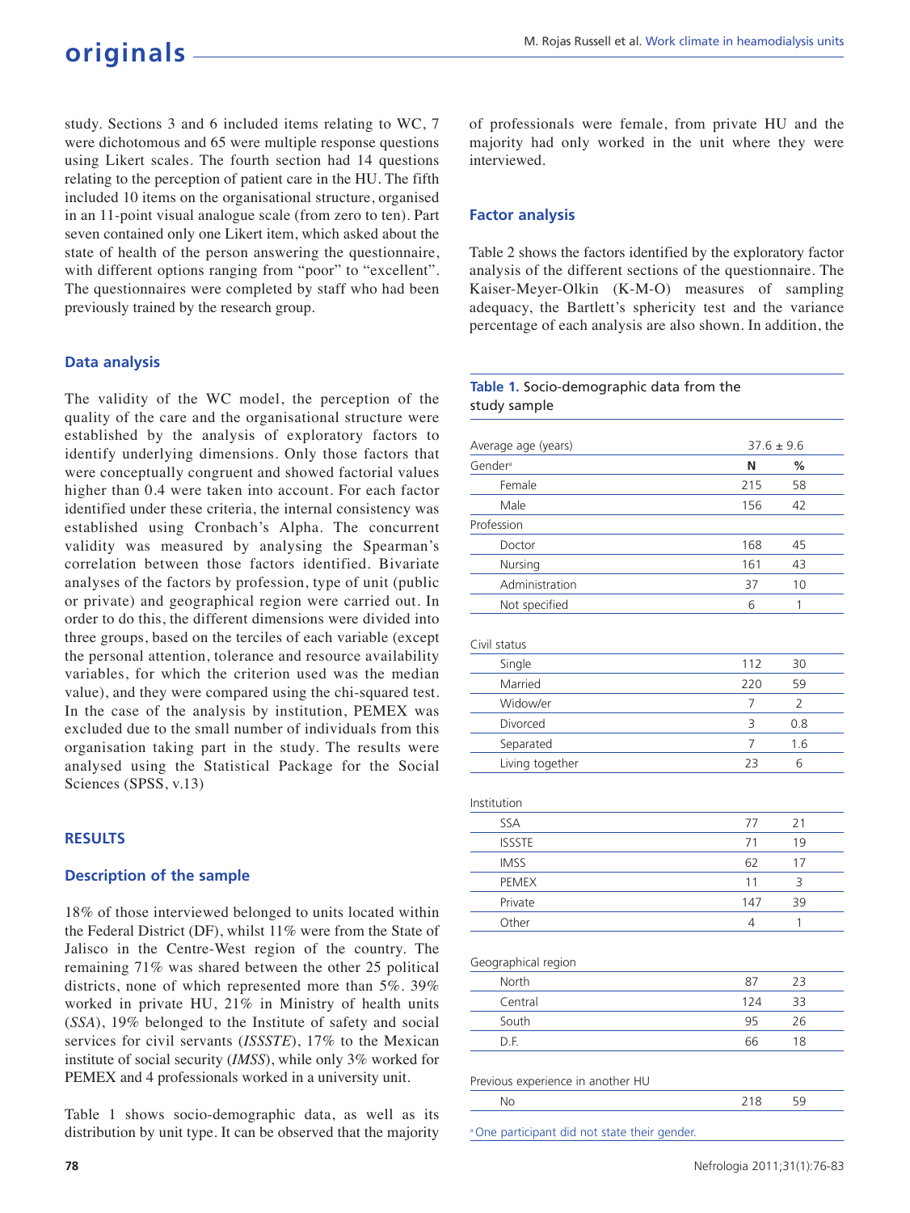study. Sections 3 and 6 included items relating to WC, 7 were dichotomous and 65 were multiple response questions using Likert scales. The fourth section had 14 questions relating to the perception of patient care in the HU. The fifth included 10 items on the organisational structure, organised in an 11-point visual analogue scale (from zero to ten). Part seven contained only one Likert item, which asked about the state of health of the person answering the questionnaire, with different options ranging from "poor" to "excellent". The questionnaires were completed by staff who had been previously trained by the research group.

### Data analysis

The validity of the WC model, the perception of the quality of the care and the organisational structure were established by the analysis of exploratory factors to identify underlying dimensions. Only those factors that were conceptually congruent and showed factorial values higher than 0.4 were taken into account. For each factor identified under these criteria, the internal consistency was established using Cronbach's Alpha. The concurrent validity was measured by analysing the Spearman's correlation between those factors identified. Bivariate analyses of the factors by profession, type of unit (public or private) and geographical region were carried out. In order to do this, the different dimensions were divided into three groups, based on the terciles of each variable (except the personal attention, tolerance and resource availability variables, for which the criterion used was the median value), and they were compared using the chi-squared test. In the case of the analysis by institution, PEMEX was excluded due to the small number of individuals from this organisation taking part in the study. The results were analysed using the Statistical Package for the Social Sciences (SPSS, v.13)

## RESULTS

### Description of the sample

18% of those interviewed belonged to units located within the Federal District (DF), whilst 11% were from the State of Jalisco in the Centre-West region of the country. The remaining 71% was shared between the other 25 political districts, none of which represented more than 5%. 39% worked in private HU, 21% in Ministry of health units (*SSA*), 19% belonged to the Institute of safety and social services for civil servants (*ISSSTE*), 17% to the Mexican institute of social security (*IMSS*), while only 3% worked for PEMEX and 4 professionals worked in a university unit.

Table 1 shows socio-demographic data, as well as its distribution by unit type. It can be observed that the majority of professionals were female, from private HU and the majority had only worked in the unit where they were interviewed.

### Factor analysis

Table 2 shows the factors identified by the exploratory factor analysis of the different sections of the questionnaire. The Kaiser-Meyer-Olkin (K-M-O) measures of sampling adequacy, the Bartlett's sphericity test and the variance percentage of each analysis are also shown. In addition, the

**Table 1.** Socio-demographic data from the study sample

| | N | % |
|---|---|---|
| Average age (years) | 37.6 ± 9.6 | |
| Gender[a] | **N** | **%** |
| Female | 215 | 58 |
| Male | 156 | 42 |
| Profession | | |
| Doctor | 168 | 45 |
| Nursing | 161 | 43 |
| Administration | 37 | 10 |
| Not specified | 6 | 1 |
| Civil status | | |
| Single | 112 | 30 |
| Married | 220 | 59 |
| Widow/er | 7 | 2 |
| Divorced | 3 | 0.8 |
| Separated | 7 | 1.6 |
| Living together | 23 | 6 |
| Institution | | |
| SSA | 77 | 21 |
| ISSSTE | 71 | 19 |
| IMSS | 62 | 17 |
| PEMEX | 11 | 3 |
| Private | 147 | 39 |
| Other | 4 | 1 |
| Geographical region | | |
| North | 87 | 23 |
| Central | 124 | 33 |
| South | 95 | 26 |
| D.F. | 66 | 18 |
| Previous experience in another HU | | |
| No | 218 | 59 |

[a] One participant did not state their gender.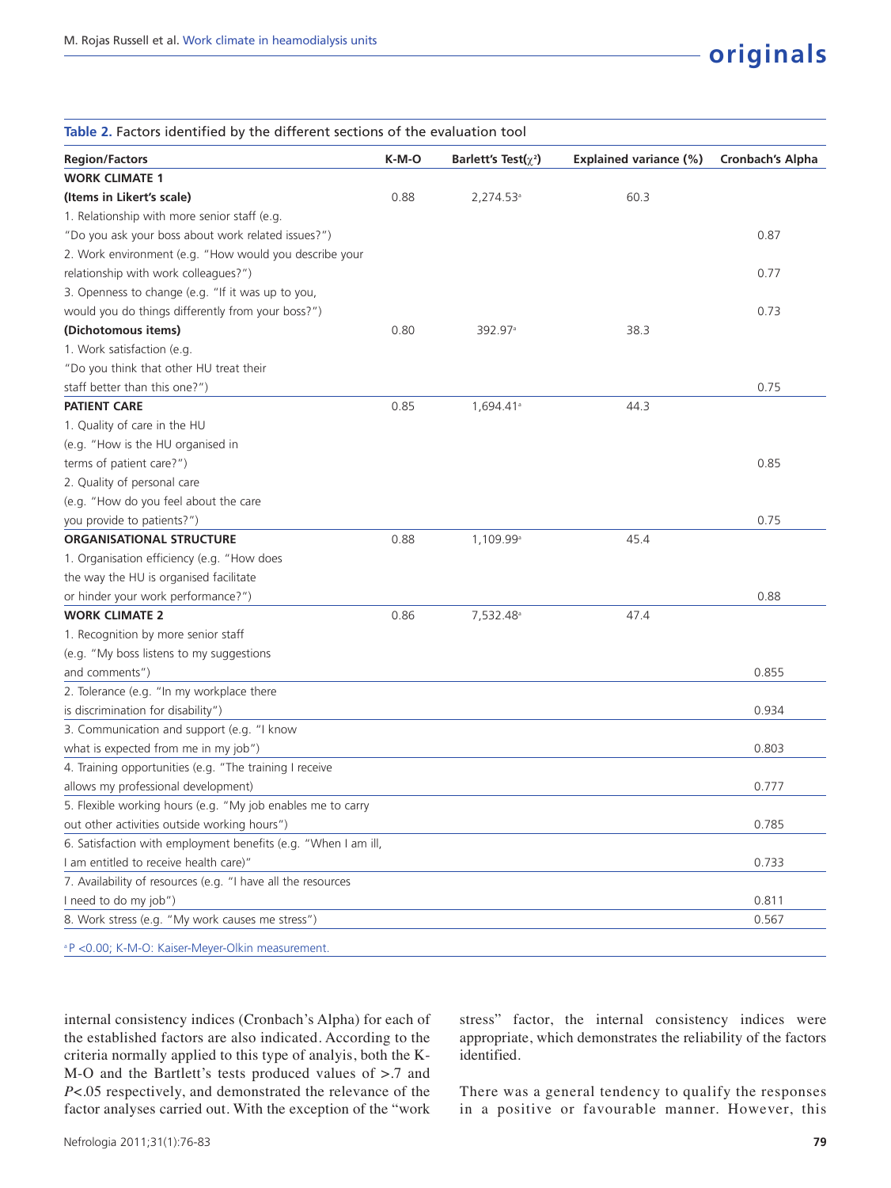**Table 2.** Factors identified by the different sections of the evaluation tool

| Region/Factors | K-M-O | Barlett's Test($\chi^2$) | Explained variance (%) | Cronbach's Alpha |
|---|---|---|---|---|
| **WORK CLIMATE 1** | | | | |
| **(Items in Likert's scale)** | 0.88 | 2,274.53[a] | 60.3 | |
| 1. Relationship with more senior staff (e.g. "Do you ask your boss about work related issues?") | | | | 0.87 |
| 2. Work environment (e.g. "How would you describe your relationship with work colleagues?") | | | | 0.77 |
| 3. Openness to change (e.g. "If it was up to you, would you do things differently from your boss?") | | | | 0.73 |
| **(Dichotomous items)** | 0.80 | 392.97[a] | 38.3 | |
| 1. Work satisfaction (e.g. "Do you think that other HU treat their staff better than this one?") | | | | 0.75 |
| **PATIENT CARE** | 0.85 | 1,694.41[a] | 44.3 | |
| 1. Quality of care in the HU (e.g. "How is the HU organised in terms of patient care?") | | | | 0.85 |
| 2. Quality of personal care (e.g. "How do you feel about the care you provide to patients?") | | | | 0.75 |
| **ORGANISATIONAL STRUCTURE** | 0.88 | 1,109.99[a] | 45.4 | |
| 1. Organisation efficiency (e.g. "How does the way the HU is organised facilitate or hinder your work performance?") | | | | 0.88 |
| **WORK CLIMATE 2** | 0.86 | 7,532.48[a] | 47.4 | |
| 1. Recognition by more senior staff (e.g. "My boss listens to my suggestions and comments") | | | | 0.855 |
| 2. Tolerance (e.g. "In my workplace there is discrimination for disability") | | | | 0.934 |
| 3. Communication and support (e.g. "I know what is expected from me in my job") | | | | 0.803 |
| 4. Training opportunities (e.g. "The training I receive allows my professional development) | | | | 0.777 |
| 5. Flexible working hours (e.g. "My job enables me to carry out other activities outside working hours") | | | | 0.785 |
| 6. Satisfaction with employment benefits (e.g. "When I am ill, I am entitled to receive health care)" | | | | 0.733 |
| 7. Availability of resources (e.g. "I have all the resources I need to do my job") | | | | 0.811 |
| 8. Work stress (e.g. "My work causes me stress") | | | | 0.567 |

[a] P <0.00; K-M-O: Kaiser-Meyer-Olkin measurement.

internal consistency indices (Cronbach's Alpha) for each of the established factors are also indicated. According to the criteria normally applied to this type of analyis, both the K-M-O and the Bartlett's tests produced values of >.7 and $P$<.05 respectively, and demonstrated the relevance of the factor analyses carried out. With the exception of the "work stress" factor, the internal consistency indices were appropriate, which demonstrates the reliability of the factors identified.

There was a general tendency to qualify the responses in a positive or favourable manner. However, this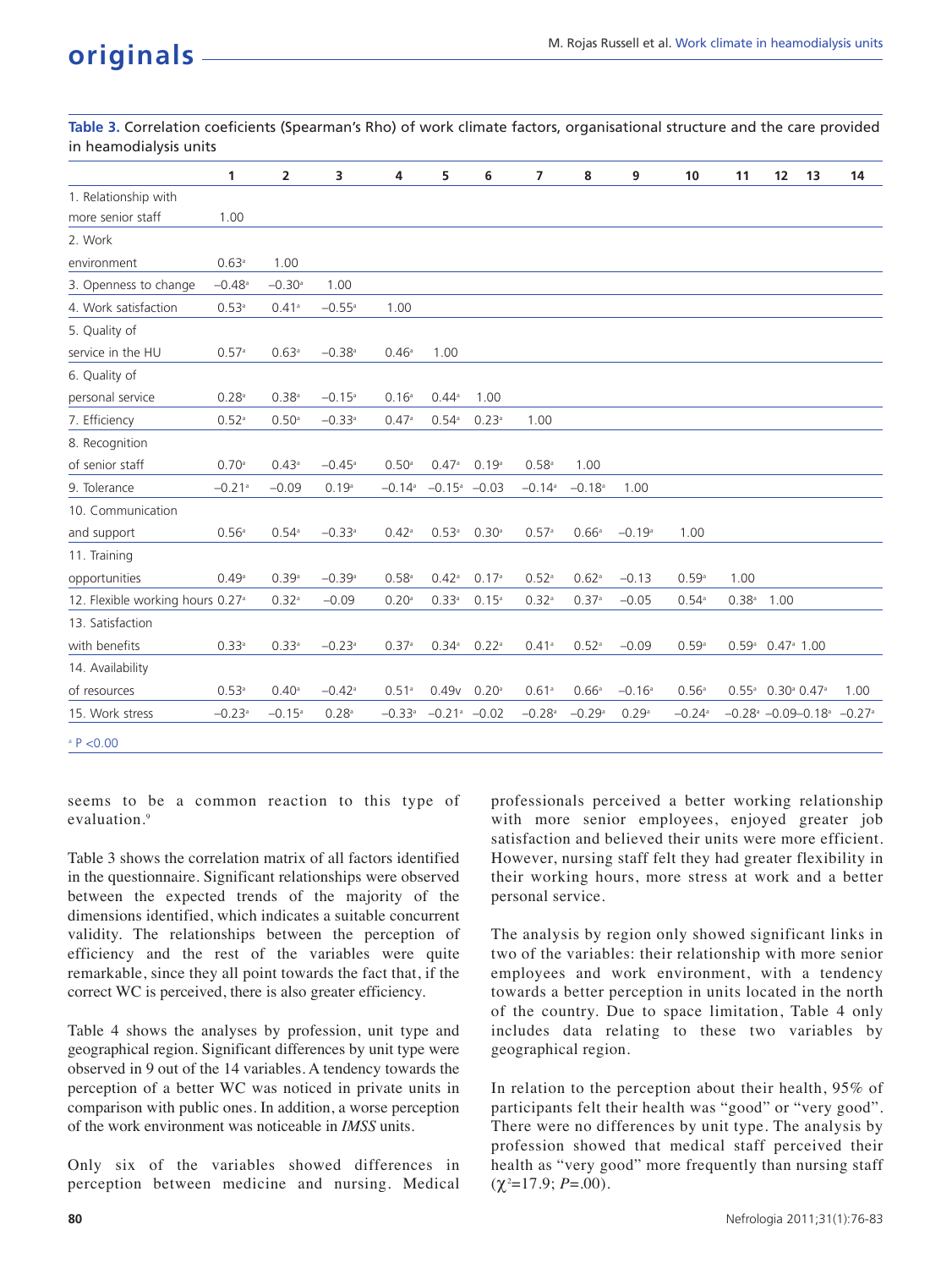**Table 3.** Correlation coeficients (Spearman's Rho) of work climate factors, organisational structure and the care provided in heamodialysis units

| | 1 | 2 | 3 | 4 | 5 | 6 | 7 | 8 | 9 | 10 | 11 | 12 | 13 | 14 |
|---|---|---|---|---|---|---|---|---|---|---|---|---|---|---|
| 1. Relationship with more senior staff | 1.00 | | | | | | | | | | | | | |
| 2. Work environment | 0.63[a] | 1.00 | | | | | | | | | | | | |
| 3. Openness to change | –0.48[a] | –0.30[a] | 1.00 | | | | | | | | | | | |
| 4. Work satisfaction | 0.53[a] | 0.41[a] | –0.55[a] | 1.00 | | | | | | | | | | |
| 5. Quality of service in the HU | 0.57[a] | 0.63[a] | –0.38[a] | 0.46[a] | 1.00 | | | | | | | | | |
| 6. Quality of personal service | 0.28[a] | 0.38[a] | –0.15[a] | 0.16[a] | 0.44[a] | 1.00 | | | | | | | | |
| 7. Efficiency | 0.52[a] | 0.50[a] | –0.33[a] | 0.47[a] | 0.54[a] | 0.23[a] | 1.00 | | | | | | | |
| 8. Recognition of senior staff | 0.70[a] | 0.43[a] | –0.45[a] | 0.50[a] | 0.47[a] | 0.19[a] | 0.58[a] | 1.00 | | | | | | |
| 9. Tolerance | –0.21[a] | –0.09 | 0.19[a] | –0.14[a] | –0.15[a] | –0.03 | –0.14[a] | –0.18[a] | 1.00 | | | | | |
| 10. Communication and support | 0.56[a] | 0.54[a] | –0.33[a] | 0.42[a] | 0.53[a] | 0.30[a] | 0.57[a] | 0.66[a] | –0.19[a] | 1.00 | | | | |
| 11. Training opportunities | 0.49[a] | 0.39[a] | –0.39[a] | 0.58[a] | 0.42[a] | 0.17[a] | 0.52[a] | 0.62[a] | –0.13 | 0.59[a] | 1.00 | | | |
| 12. Flexible working hours | 0.27[a] | 0.32[a] | –0.09 | 0.20[a] | 0.33[a] | 0.15[a] | 0.32[a] | 0.37[a] | –0.05 | 0.54[a] | 0.38[a] | 1.00 | | |
| 13. Satisfaction with benefits | 0.33[a] | 0.33[a] | –0.23[a] | 0.37[a] | 0.34[a] | 0.22[a] | 0.41[a] | 0.52[a] | –0.09 | 0.59[a] | 0.59[a] | 0.47[a] | 1.00 | |
| 14. Availability of resources | 0.53[a] | 0.40[a] | –0.42[a] | 0.51[a] | 0.49v | 0.20[a] | 0.61[a] | 0.66[a] | –0.16[a] | 0.56[a] | 0.55[a] | 0.30[a] | 0.47[a] | 1.00 |
| 15. Work stress | –0.23[a] | –0.15[a] | 0.28[a] | –0.33[a] | –0.21[a] | –0.02 | –0.28[a] | –0.29[a] | 0.29[a] | –0.24[a] | –0.28[a] | –0.09 | –0.18[a] | –0.27[a] |

[a] P <0.00

seems to be a common reaction to this type of evaluation.[9]

Table 3 shows the correlation matrix of all factors identified in the questionnaire. Significant relationships were observed between the expected trends of the majority of the dimensions identified, which indicates a suitable concurrent validity. The relationships between the perception of efficiency and the rest of the variables were quite remarkable, since they all point towards the fact that, if the correct WC is perceived, there is also greater efficiency.

Table 4 shows the analyses by profession, unit type and geographical region. Significant differences by unit type were observed in 9 out of the 14 variables. A tendency towards the perception of a better WC was noticed in private units in comparison with public ones. In addition, a worse perception of the work environment was noticeable in *IMSS* units.

Only six of the variables showed differences in perception between medicine and nursing. Medical professionals perceived a better working relationship with more senior employees, enjoyed greater job satisfaction and believed their units were more efficient. However, nursing staff felt they had greater flexibility in their working hours, more stress at work and a better personal service.

The analysis by region only showed significant links in two of the variables: their relationship with more senior employees and work environment, with a tendency towards a better perception in units located in the north of the country. Due to space limitation, Table 4 only includes data relating to these two variables by geographical region.

In relation to the perception about their health, 95% of participants felt their health was "good" or "very good". There were no differences by unit type. The analysis by profession showed that medical staff perceived their health as "very good" more frequently than nursing staff ($\chi^2$=17.9; $P$=.00).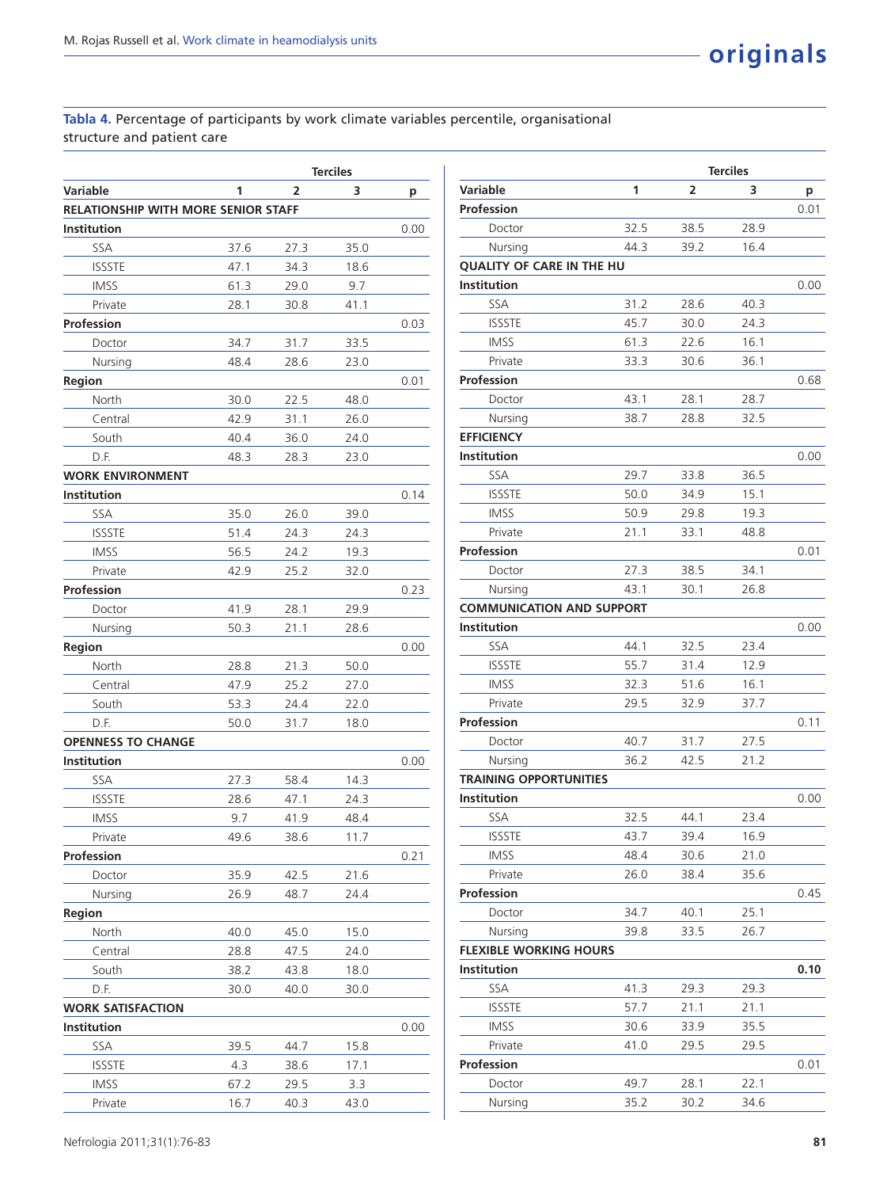**Tabla 4.** Percentage of participants by work climate variables percentile, organisational structure and patient care

| Variable | Terciles 1 | 2 | 3 | p |
|---|---|---|---|---|
| **RELATIONSHIP WITH MORE SENIOR STAFF** | | | | |
| **Institution** | | | | 0.00 |
| SSA | 37.6 | 27.3 | 35.0 | |
| ISSSTE | 47.1 | 34.3 | 18.6 | |
| IMSS | 61.3 | 29.0 | 9.7 | |
| Private | 28.1 | 30.8 | 41.1 | |
| **Profession** | | | | 0.03 |
| Doctor | 34.7 | 31.7 | 33.5 | |
| Nursing | 48.4 | 28.6 | 23.0 | |
| **Region** | | | | 0.01 |
| North | 30.0 | 22.5 | 48.0 | |
| Central | 42.9 | 31.1 | 26.0 | |
| South | 40.4 | 36.0 | 24.0 | |
| D.F. | 48.3 | 28.3 | 23.0 | |
| **WORK ENVIRONMENT** | | | | |
| **Institution** | | | | 0.14 |
| SSA | 35.0 | 26.0 | 39.0 | |
| ISSSTE | 51.4 | 24.3 | 24.3 | |
| IMSS | 56.5 | 24.2 | 19.3 | |
| Private | 42.9 | 25.2 | 32.0 | |
| **Profession** | | | | 0.23 |
| Doctor | 41.9 | 28.1 | 29.9 | |
| Nursing | 50.3 | 21.1 | 28.6 | |
| **Region** | | | | 0.00 |
| North | 28.8 | 21.3 | 50.0 | |
| Central | 47.9 | 25.2 | 27.0 | |
| South | 53.3 | 24.4 | 22.0 | |
| D.F. | 50.0 | 31.7 | 18.0 | |
| **OPENNESS TO CHANGE** | | | | |
| **Institution** | | | | 0.00 |
| SSA | 27.3 | 58.4 | 14.3 | |
| ISSSTE | 28.6 | 47.1 | 24.3 | |
| IMSS | 9.7 | 41.9 | 48.4 | |
| Private | 49.6 | 38.6 | 11.7 | |
| **Profession** | | | | 0.21 |
| Doctor | 35.9 | 42.5 | 21.6 | |
| Nursing | 26.9 | 48.7 | 24.4 | |
| **Region** | | | | |
| North | 40.0 | 45.0 | 15.0 | |
| Central | 28.8 | 47.5 | 24.0 | |
| South | 38.2 | 43.8 | 18.0 | |
| D.F. | 30.0 | 40.0 | 30.0 | |
| **WORK SATISFACTION** | | | | |
| **Institution** | | | | 0.00 |
| SSA | 39.5 | 44.7 | 15.8 | |
| ISSSTE | 4.3 | 38.6 | 17.1 | |
| IMSS | 67.2 | 29.5 | 3.3 | |
| Private | 16.7 | 40.3 | 43.0 | |
| **Profession** | | | | 0.01 |
| Doctor | 32.5 | 38.5 | 28.9 | |
| Nursing | 44.3 | 39.2 | 16.4 | |
| **QUALITY OF CARE IN THE HU** | | | | |
| **Institution** | | | | 0.00 |
| SSA | 31.2 | 28.6 | 40.3 | |
| ISSSTE | 45.7 | 30.0 | 24.3 | |
| IMSS | 61.3 | 22.6 | 16.1 | |
| Private | 33.3 | 30.6 | 36.1 | |
| **Profession** | | | | 0.68 |
| Doctor | 43.1 | 28.1 | 28.7 | |
| Nursing | 38.7 | 28.8 | 32.5 | |
| **EFFICIENCY** | | | | |
| **Institution** | | | | 0.00 |
| SSA | 29.7 | 33.8 | 36.5 | |
| ISSSTE | 50.0 | 34.9 | 15.1 | |
| IMSS | 50.9 | 29.8 | 19.3 | |
| Private | 21.1 | 33.1 | 48.8 | |
| **Profession** | | | | 0.01 |
| Doctor | 27.3 | 38.5 | 34.1 | |
| Nursing | 43.1 | 30.1 | 26.8 | |
| **COMMUNICATION AND SUPPORT** | | | | |
| **Institution** | | | | 0.00 |
| SSA | 44.1 | 32.5 | 23.4 | |
| ISSSTE | 55.7 | 31.4 | 12.9 | |
| IMSS | 32.3 | 51.6 | 16.1 | |
| Private | 29.5 | 32.9 | 37.7 | |
| **Profession** | | | | 0.11 |
| Doctor | 40.7 | 31.7 | 27.5 | |
| Nursing | 36.2 | 42.5 | 21.2 | |
| **TRAINING OPPORTUNITIES** | | | | |
| **Institution** | | | | 0.00 |
| SSA | 32.5 | 44.1 | 23.4 | |
| ISSSTE | 43.7 | 39.4 | 16.9 | |
| IMSS | 48.4 | 30.6 | 21.0 | |
| Private | 26.0 | 38.4 | 35.6 | |
| **Profession** | | | | 0.45 |
| Doctor | 34.7 | 40.1 | 25.1 | |
| Nursing | 39.8 | 33.5 | 26.7 | |
| **FLEXIBLE WORKING HOURS** | | | | |
| **Institution** | | | | **0.10** |
| SSA | 41.3 | 29.3 | 29.3 | |
| ISSSTE | 57.7 | 21.1 | 21.1 | |
| IMSS | 30.6 | 33.9 | 35.5 | |
| Private | 41.0 | 29.5 | 29.5 | |
| **Profession** | | | | 0.01 |
| Doctor | 49.7 | 28.1 | 22.1 | |
| Nursing | 35.2 | 30.2 | 34.6 | |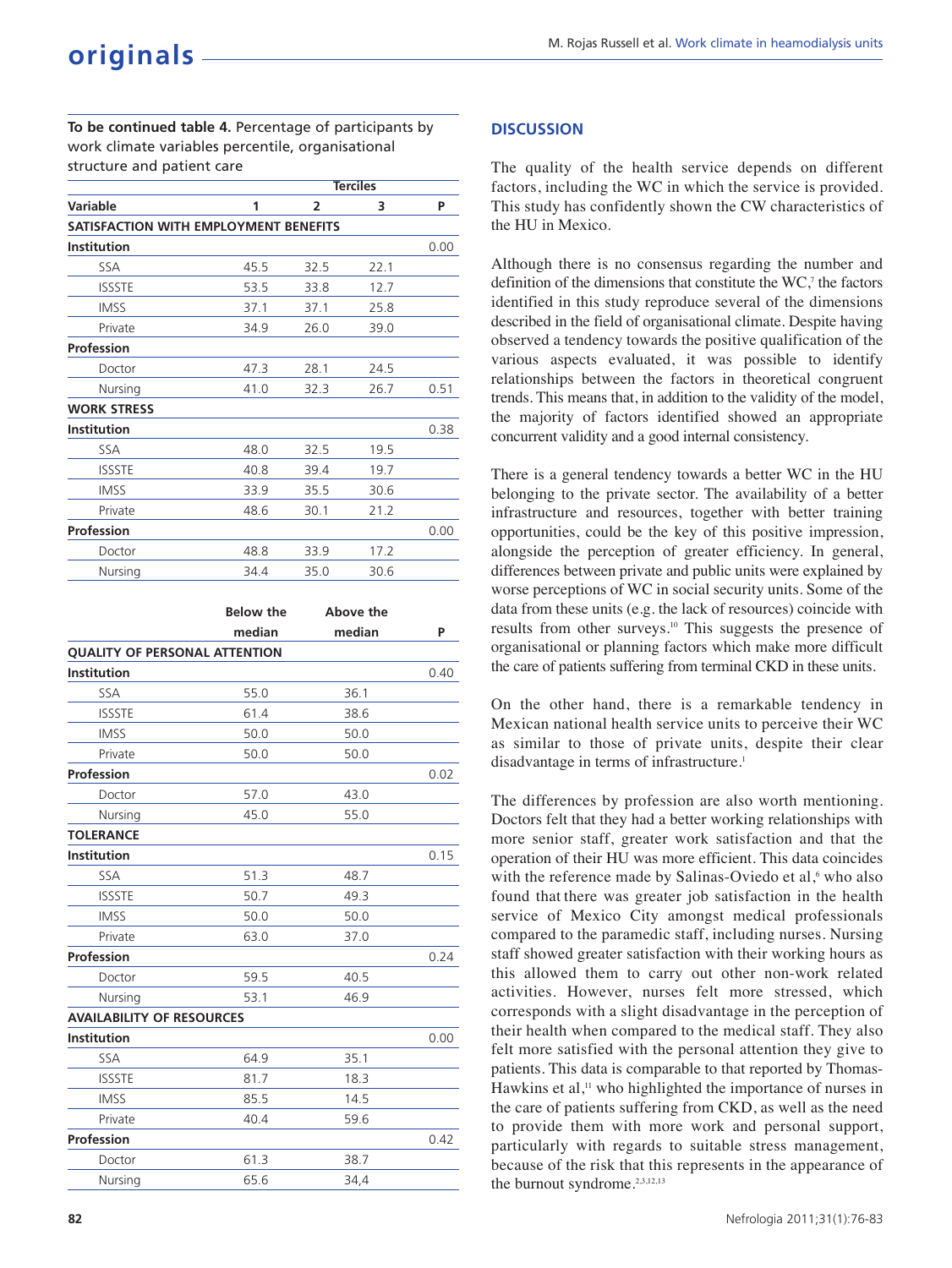**To be continued table 4.** Percentage of participants by work climate variables percentile, organisational structure and patient care

| | Terciles | | | |
|---|---|---|---|---|
| Variable | 1 | 2 | 3 | P |
| **SATISFACTION WITH EMPLOYMENT BENEFITS** | | | | |
| **Institution** | | | | 0.00 |
| SSA | 45.5 | 32.5 | 22.1 | |
| ISSSTE | 53.5 | 33.8 | 12.7 | |
| IMSS | 37.1 | 37.1 | 25.8 | |
| Private | 34.9 | 26.0 | 39.0 | |
| **Profession** | | | | |
| Doctor | 47.3 | 28.1 | 24.5 | |
| Nursing | 41.0 | 32.3 | 26.7 | 0.51 |
| **WORK STRESS** | | | | |
| **Institution** | | | | 0.38 |
| SSA | 48.0 | 32.5 | 19.5 | |
| ISSSTE | 40.8 | 39.4 | 19.7 | |
| IMSS | 33.9 | 35.5 | 30.6 | |
| Private | 48.6 | 30.1 | 21.2 | |
| **Profession** | | | | 0.00 |
| Doctor | 48.8 | 33.9 | 17.2 | |
| Nursing | 34.4 | 35.0 | 30.6 | |

| | Below the median | Above the median | P |
|---|---|---|---|
| **QUALITY OF PERSONAL ATTENTION** | | | |
| **Institution** | | | 0.40 |
| SSA | 55.0 | 36.1 | |
| ISSSTE | 61.4 | 38.6 | |
| IMSS | 50.0 | 50.0 | |
| Private | 50.0 | 50.0 | |
| **Profession** | | | 0.02 |
| Doctor | 57.0 | 43.0 | |
| Nursing | 45.0 | 55.0 | |
| **TOLERANCE** | | | |
| **Institution** | | | 0.15 |
| SSA | 51.3 | 48.7 | |
| ISSSTE | 50.7 | 49.3 | |
| IMSS | 50.0 | 50.0 | |
| Private | 63.0 | 37.0 | |
| **Profession** | | | 0.24 |
| Doctor | 59.5 | 40.5 | |
| Nursing | 53.1 | 46.9 | |
| **AVAILABILITY OF RESOURCES** | | | |
| **Institution** | | | 0.00 |
| SSA | 64.9 | 35.1 | |
| ISSSTE | 81.7 | 18.3 | |
| IMSS | 85.5 | 14.5 | |
| Private | 40.4 | 59.6 | |
| **Profession** | | | 0.42 |
| Doctor | 61.3 | 38.7 | |
| Nursing | 65.6 | 34,4 | |

## DISCUSSION

The quality of the health service depends on different factors, including the WC in which the service is provided. This study has confidently shown the CW characteristics of the HU in Mexico.

Although there is no consensus regarding the number and definition of the dimensions that constitute the WC,[7] the factors identified in this study reproduce several of the dimensions described in the field of organisational climate. Despite having observed a tendency towards the positive qualification of the various aspects evaluated, it was possible to identify relationships between the factors in theoretical congruent trends. This means that, in addition to the validity of the model, the majority of factors identified showed an appropriate concurrent validity and a good internal consistency.

There is a general tendency towards a better WC in the HU belonging to the private sector. The availability of a better infrastructure and resources, together with better training opportunities, could be the key of this positive impression, alongside the perception of greater efficiency. In general, differences between private and public units were explained by worse perceptions of WC in social security units. Some of the data from these units (e.g. the lack of resources) coincide with results from other surveys.[10] This suggests the presence of organisational or planning factors which make more difficult the care of patients suffering from terminal CKD in these units.

On the other hand, there is a remarkable tendency in Mexican national health service units to perceive their WC as similar to those of private units, despite their clear disadvantage in terms of infrastructure.[1]

The differences by profession are also worth mentioning. Doctors felt that they had a better working relationships with more senior staff, greater work satisfaction and that the operation of their HU was more efficient. This data coincides with the reference made by Salinas-Oviedo et al,[6] who also found that there was greater job satisfaction in the health service of Mexico City amongst medical professionals compared to the paramedic staff, including nurses. Nursing staff showed greater satisfaction with their working hours as this allowed them to carry out other non-work related activities. However, nurses felt more stressed, which corresponds with a slight disadvantage in the perception of their health when compared to the medical staff. They also felt more satisfied with the personal attention they give to patients. This data is comparable to that reported by Thomas-Hawkins et al,[11] who highlighted the importance of nurses in the care of patients suffering from CKD, as well as the need to provide them with more work and personal support, particularly with regards to suitable stress management, because of the risk that this represents in the appearance of the burnout syndrome.[2,3,12,13]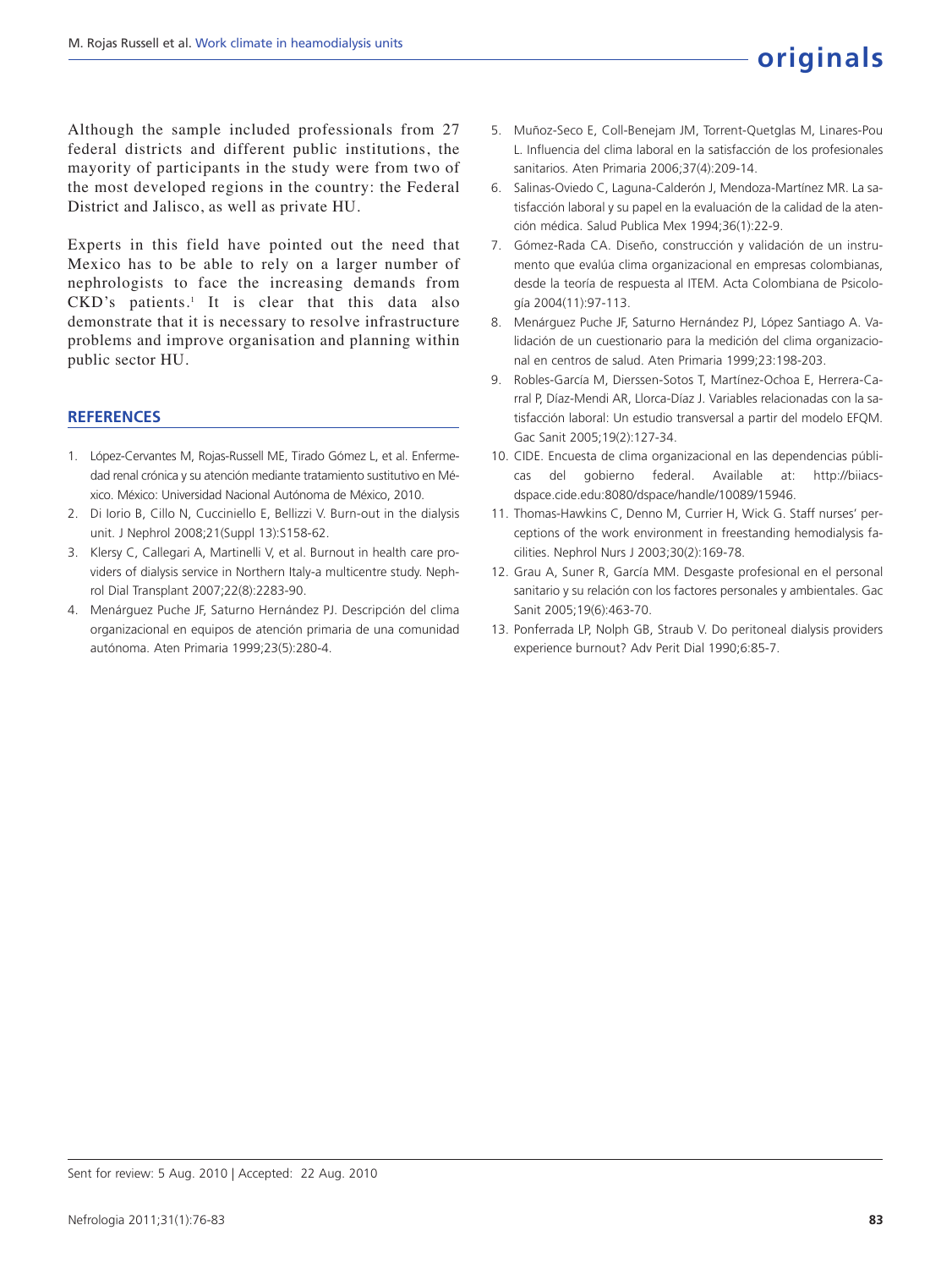Although the sample included professionals from 27 federal districts and different public institutions, the mayority of participants in the study were from two of the most developed regions in the country: the Federal District and Jalisco, as well as private HU.

Experts in this field have pointed out the need that Mexico has to be able to rely on a larger number of nephrologists to face the increasing demands from CKD's patients.[1] It is clear that this data also demonstrate that it is necessary to resolve infrastructure problems and improve organisation and planning within public sector HU.

## REFERENCES

1. López-Cervantes M, Rojas-Russell ME, Tirado Gómez L, et al. Enfermedad renal crónica y su atención mediante tratamiento sustitutivo en México. México: Universidad Nacional Autónoma de México, 2010.
2. Di Iorio B, Cillo N, Cucciniello E, Bellizzi V. Burn-out in the dialysis unit. J Nephrol 2008;21(Suppl 13):S158-62.
3. Klersy C, Callegari A, Martinelli V, et al. Burnout in health care providers of dialysis service in Northern Italy-a multicentre study. Nephrol Dial Transplant 2007;22(8):2283-90.
4. Menárguez Puche JF, Saturno Hernández PJ. Descripción del clima organizacional en equipos de atención primaria de una comunidad autónoma. Aten Primaria 1999;23(5):280-4.
5. Muñoz-Seco E, Coll-Benejam JM, Torrent-Quetglas M, Linares-Pou L. Influencia del clima laboral en la satisfacción de los profesionales sanitarios. Aten Primaria 2006;37(4):209-14.
6. Salinas-Oviedo C, Laguna-Calderón J, Mendoza-Martínez MR. La satisfacción laboral y su papel en la evaluación de la calidad de la atención médica. Salud Publica Mex 1994;36(1):22-9.
7. Gómez-Rada CA. Diseño, construcción y validación de un instrumento que evalúa clima organizacional en empresas colombianas, desde la teoría de respuesta al ITEM. Acta Colombiana de Psicología 2004(11):97-113.
8. Menárguez Puche JF, Saturno Hernández PJ, López Santiago A. Validación de un cuestionario para la medición del clima organizacional en centros de salud. Aten Primaria 1999;23:198-203.
9. Robles-García M, Dierssen-Sotos T, Martínez-Ochoa E, Herrera-Carral P, Díaz-Mendi AR, Llorca-Díaz J. Variables relacionadas con la satisfacción laboral: Un estudio transversal a partir del modelo EFQM. Gac Sanit 2005;19(2):127-34.
10. CIDE. Encuesta de clima organizacional en las dependencias públicas del gobierno federal. Available at: http://biiacs-dspace.cide.edu:8080/dspace/handle/10089/15946.
11. Thomas-Hawkins C, Denno M, Currier H, Wick G. Staff nurses' perceptions of the work environment in freestanding hemodialysis facilities. Nephrol Nurs J 2003;30(2):169-78.
12. Grau A, Suner R, García MM. Desgaste profesional en el personal sanitario y su relación con los factores personales y ambientales. Gac Sanit 2005;19(6):463-70.
13. Ponferrada LP, Nolph GB, Straub V. Do peritoneal dialysis providers experience burnout? Adv Perit Dial 1990;6:85-7.

Sent for review: 5 Aug. 2010 | Accepted: 22 Aug. 2010